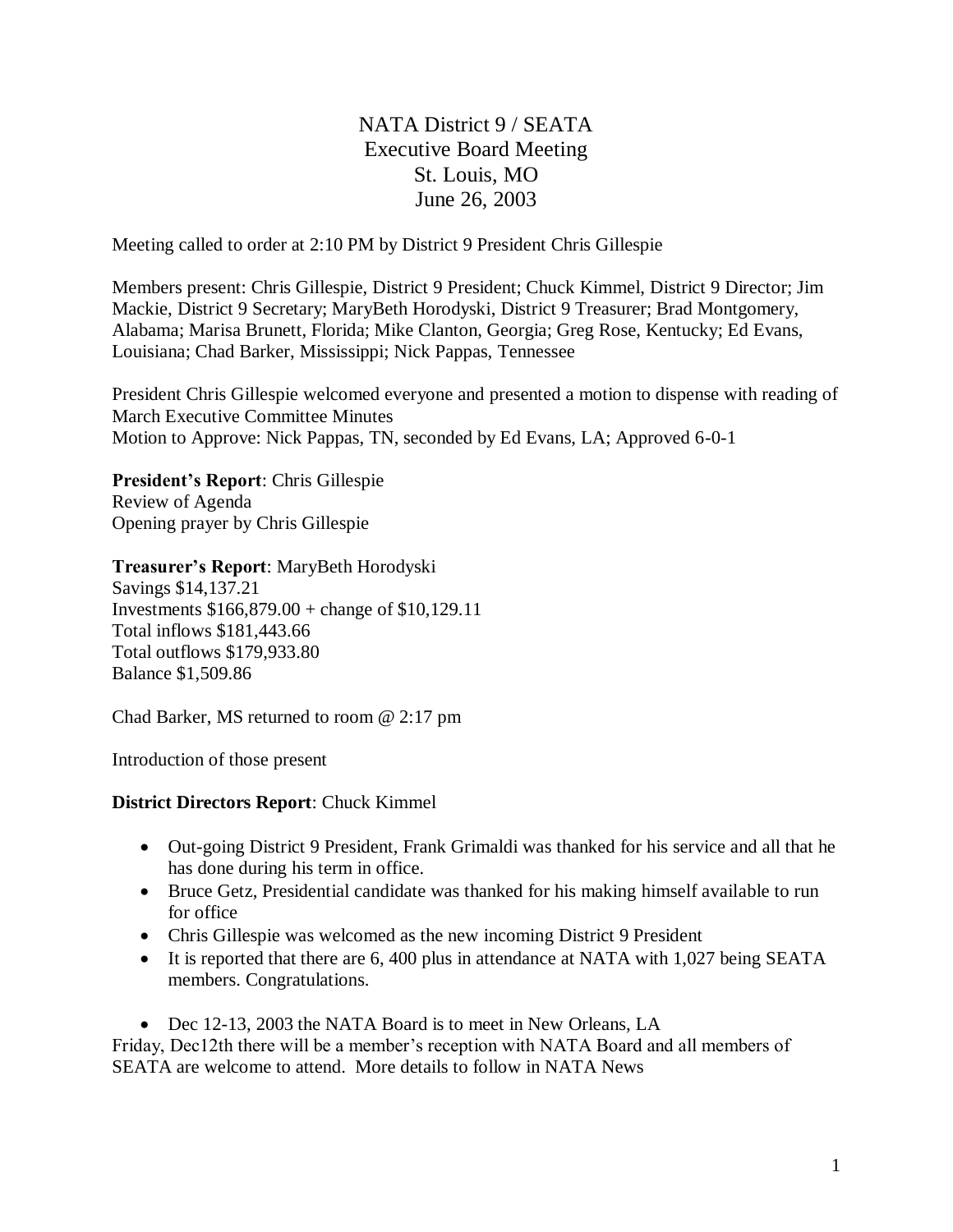# NATA District 9 / SEATA
# Executive Board Meeting
# St. Louis, MO
# June 26, 2003

Meeting called to order at 2:10 PM by District 9 President Chris Gillespie

Members present: Chris Gillespie, District 9 President; Chuck Kimmel, District 9 Director; Jim Mackie, District 9 Secretary; MaryBeth Horodyski, District 9 Treasurer; Brad Montgomery, Alabama; Marisa Brunett, Florida; Mike Clanton, Georgia; Greg Rose, Kentucky; Ed Evans, Louisiana; Chad Barker, Mississippi; Nick Pappas, Tennessee

President Chris Gillespie welcomed everyone and presented a motion to dispense with reading of March Executive Committee Minutes
Motion to Approve: Nick Pappas, TN, seconded by Ed Evans, LA; Approved 6-0-1

**President's Report**: Chris Gillespie
Review of Agenda
Opening prayer by Chris Gillespie

**Treasurer's Report**: MaryBeth Horodyski
Savings $14,137.21
Investments $166,879.00 + change of $10,129.11
Total inflows $181,443.66
Total outflows $179,933.80
Balance $1,509.86

Chad Barker, MS returned to room @ 2:17 pm

Introduction of those present

**District Directors Report**: Chuck Kimmel

- Out-going District 9 President, Frank Grimaldi was thanked for his service and all that he has done during his term in office.
- Bruce Getz, Presidential candidate was thanked for his making himself available to run for office
- Chris Gillespie was welcomed as the new incoming District 9 President
- It is reported that there are 6, 400 plus in attendance at NATA with 1,027 being SEATA members. Congratulations.
- Dec 12-13, 2003 the NATA Board is to meet in New Orleans, LA

Friday, Dec12th there will be a member's reception with NATA Board and all members of SEATA are welcome to attend. More details to follow in NATA News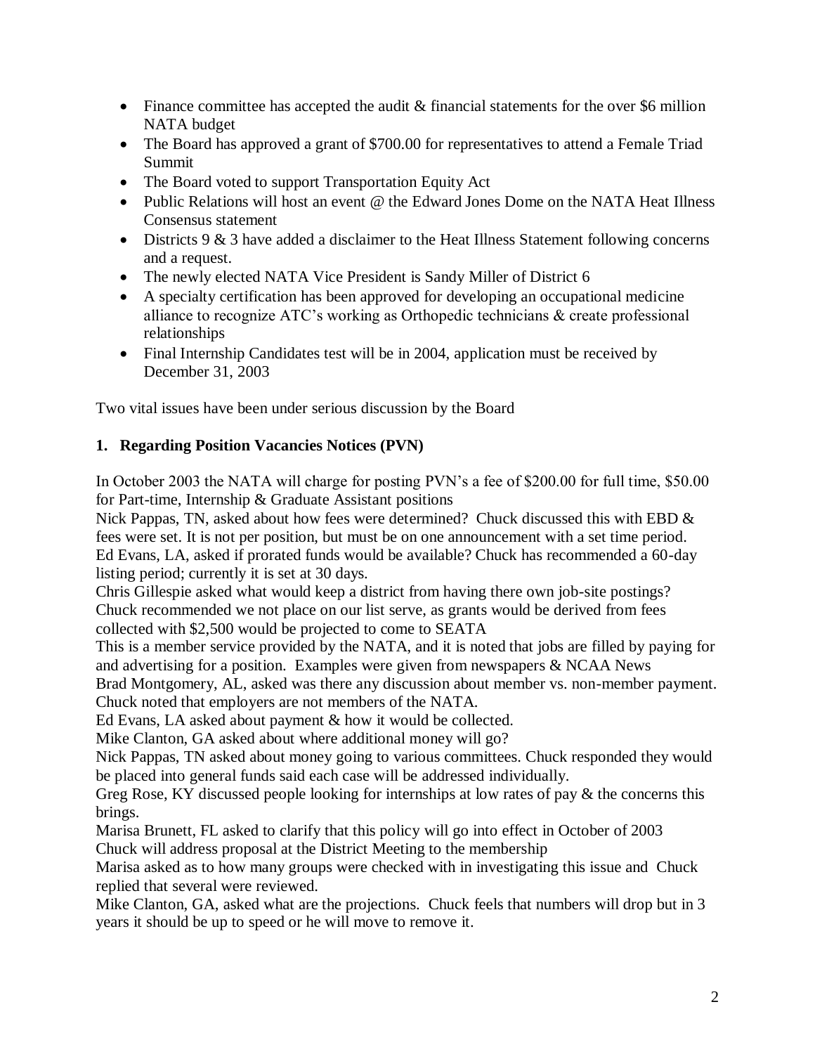- Finance committee has accepted the audit & financial statements for the over $6 million NATA budget
- The Board has approved a grant of $700.00 for representatives to attend a Female Triad Summit
- The Board voted to support Transportation Equity Act
- Public Relations will host an event @ the Edward Jones Dome on the NATA Heat Illness Consensus statement
- Districts 9 & 3 have added a disclaimer to the Heat Illness Statement following concerns and a request.
- The newly elected NATA Vice President is Sandy Miller of District 6
- A specialty certification has been approved for developing an occupational medicine alliance to recognize ATC's working as Orthopedic technicians & create professional relationships
- Final Internship Candidates test will be in 2004, application must be received by December 31, 2003

Two vital issues have been under serious discussion by the Board

**1. Regarding Position Vacancies Notices (PVN)**

In October 2003 the NATA will charge for posting PVN's a fee of $200.00 for full time, $50.00 for Part-time, Internship & Graduate Assistant positions

Nick Pappas, TN, asked about how fees were determined? Chuck discussed this with EBD & fees were set. It is not per position, but must be on one announcement with a set time period.

Ed Evans, LA, asked if prorated funds would be available? Chuck has recommended a 60-day listing period; currently it is set at 30 days.

Chris Gillespie asked what would keep a district from having there own job-site postings? Chuck recommended we not place on our list serve, as grants would be derived from fees collected with $2,500 would be projected to come to SEATA

This is a member service provided by the NATA, and it is noted that jobs are filled by paying for and advertising for a position. Examples were given from newspapers & NCAA News

Brad Montgomery, AL, asked was there any discussion about member vs. non-member payment. Chuck noted that employers are not members of the NATA.

Ed Evans, LA asked about payment & how it would be collected.

Mike Clanton, GA asked about where additional money will go?

Nick Pappas, TN asked about money going to various committees. Chuck responded they would be placed into general funds said each case will be addressed individually.

Greg Rose, KY discussed people looking for internships at low rates of pay & the concerns this brings.

Marisa Brunett, FL asked to clarify that this policy will go into effect in October of 2003

Chuck will address proposal at the District Meeting to the membership

Marisa asked as to how many groups were checked with in investigating this issue and Chuck replied that several were reviewed.

Mike Clanton, GA, asked what are the projections. Chuck feels that numbers will drop but in 3 years it should be up to speed or he will move to remove it.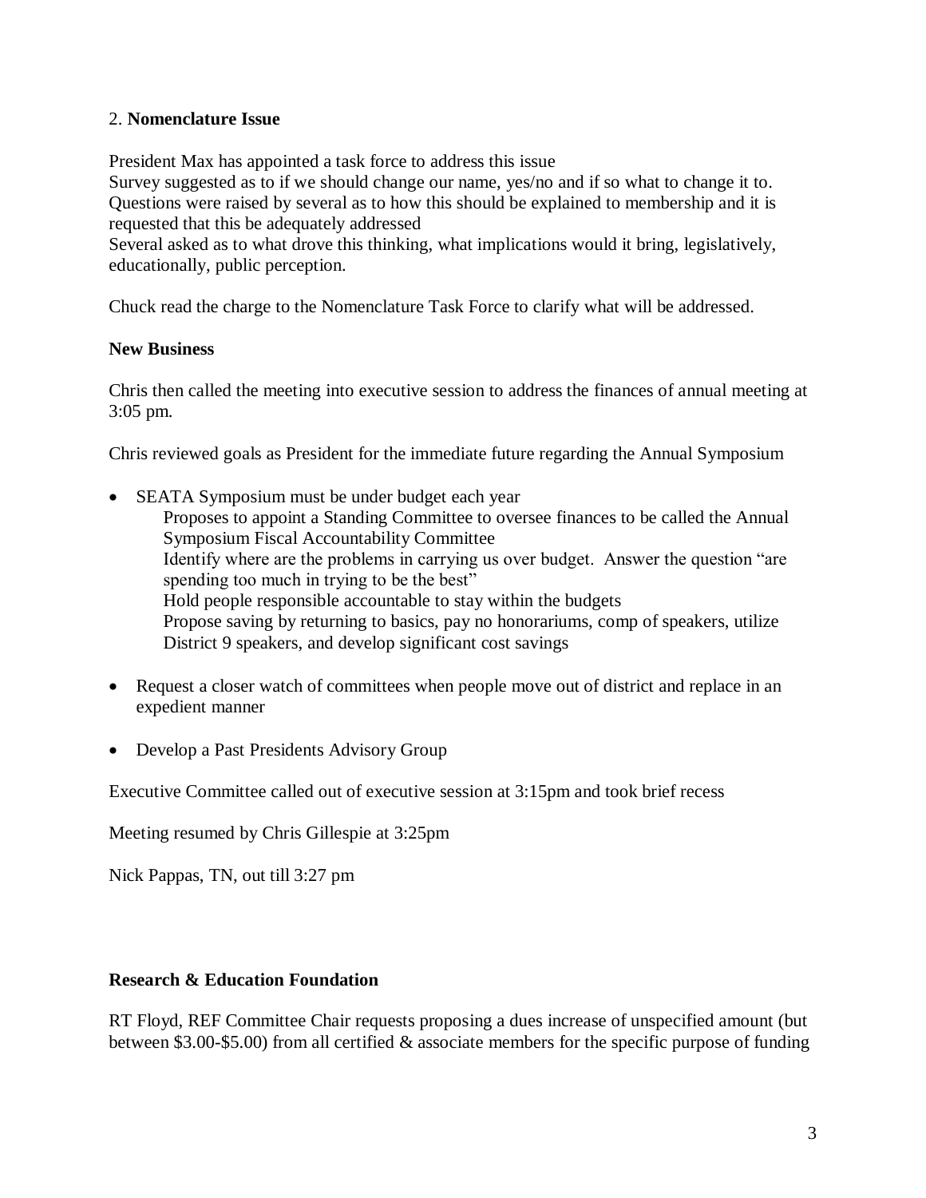2. **Nomenclature Issue**

President Max has appointed a task force to address this issue
Survey suggested as to if we should change our name, yes/no and if so what to change it to.
Questions were raised by several as to how this should be explained to membership and it is requested that this be adequately addressed
Several asked as to what drove this thinking, what implications would it bring, legislatively, educationally, public perception.

Chuck read the charge to the Nomenclature Task Force to clarify what will be addressed.

**New Business**

Chris then called the meeting into executive session to address the finances of annual meeting at 3:05 pm.

Chris reviewed goals as President for the immediate future regarding the Annual Symposium

- SEATA Symposium must be under budget each year
  Proposes to appoint a Standing Committee to oversee finances to be called the Annual Symposium Fiscal Accountability Committee
  Identify where are the problems in carrying us over budget. Answer the question "are spending too much in trying to be the best"
  Hold people responsible accountable to stay within the budgets
  Propose saving by returning to basics, pay no honorariums, comp of speakers, utilize District 9 speakers, and develop significant cost savings

- Request a closer watch of committees when people move out of district and replace in an expedient manner

- Develop a Past Presidents Advisory Group

Executive Committee called out of executive session at 3:15pm and took brief recess

Meeting resumed by Chris Gillespie at 3:25pm

Nick Pappas, TN, out till 3:27 pm

**Research & Education Foundation**

RT Floyd, REF Committee Chair requests proposing a dues increase of unspecified amount (but between $3.00-$5.00) from all certified & associate members for the specific purpose of funding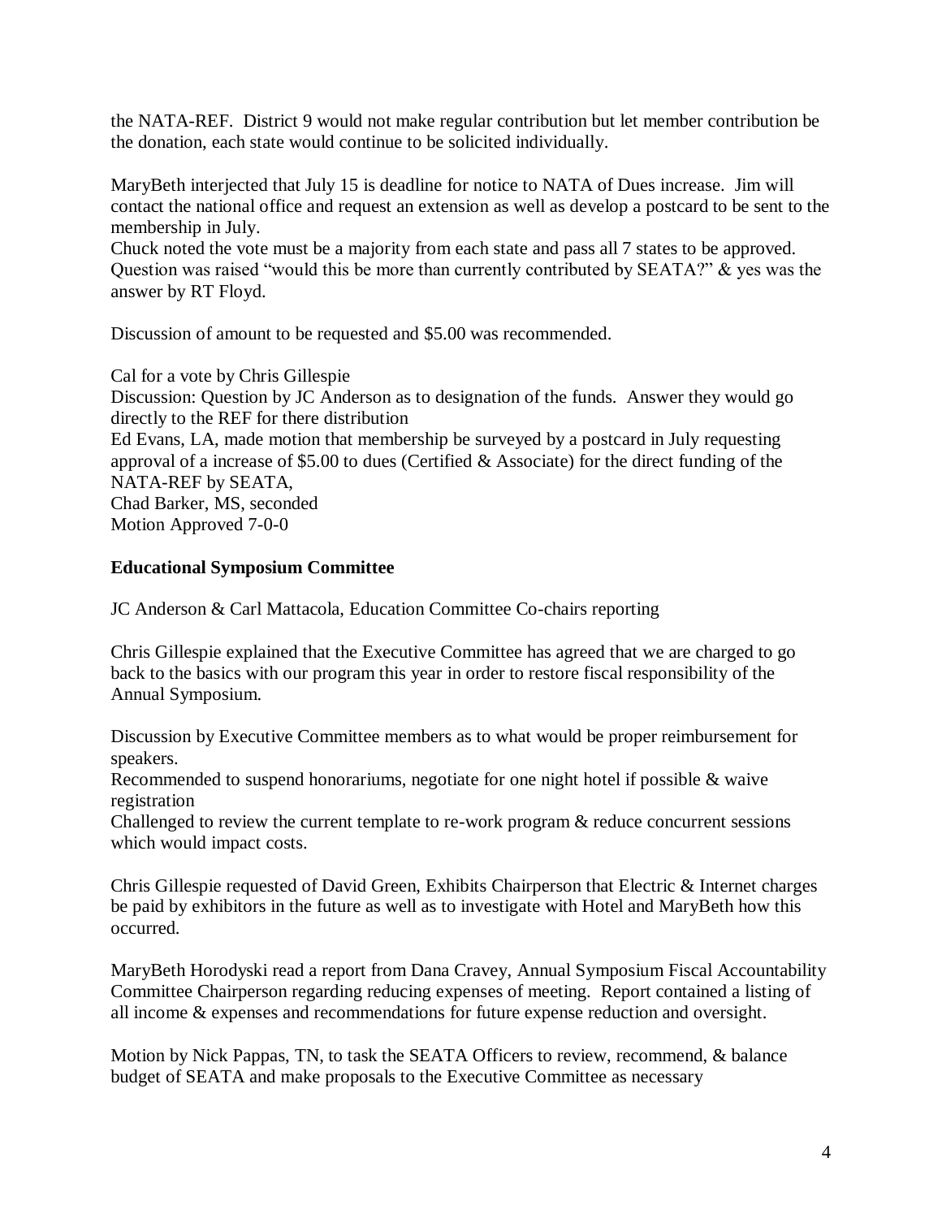the NATA-REF. District 9 would not make regular contribution but let member contribution be the donation, each state would continue to be solicited individually.

MaryBeth interjected that July 15 is deadline for notice to NATA of Dues increase. Jim will contact the national office and request an extension as well as develop a postcard to be sent to the membership in July.
Chuck noted the vote must be a majority from each state and pass all 7 states to be approved. Question was raised "would this be more than currently contributed by SEATA?" & yes was the answer by RT Floyd.

Discussion of amount to be requested and $5.00 was recommended.

Cal for a vote by Chris Gillespie
Discussion: Question by JC Anderson as to designation of the funds. Answer they would go directly to the REF for there distribution
Ed Evans, LA, made motion that membership be surveyed by a postcard in July requesting approval of a increase of $5.00 to dues (Certified & Associate) for the direct funding of the NATA-REF by SEATA,
Chad Barker, MS, seconded
Motion Approved 7-0-0

**Educational Symposium Committee**

JC Anderson & Carl Mattacola, Education Committee Co-chairs reporting

Chris Gillespie explained that the Executive Committee has agreed that we are charged to go back to the basics with our program this year in order to restore fiscal responsibility of the Annual Symposium.

Discussion by Executive Committee members as to what would be proper reimbursement for speakers.
Recommended to suspend honorariums, negotiate for one night hotel if possible & waive registration
Challenged to review the current template to re-work program & reduce concurrent sessions which would impact costs.

Chris Gillespie requested of David Green, Exhibits Chairperson that Electric & Internet charges be paid by exhibitors in the future as well as to investigate with Hotel and MaryBeth how this occurred.

MaryBeth Horodyski read a report from Dana Cravey, Annual Symposium Fiscal Accountability Committee Chairperson regarding reducing expenses of meeting. Report contained a listing of all income & expenses and recommendations for future expense reduction and oversight.

Motion by Nick Pappas, TN, to task the SEATA Officers to review, recommend, & balance budget of SEATA and make proposals to the Executive Committee as necessary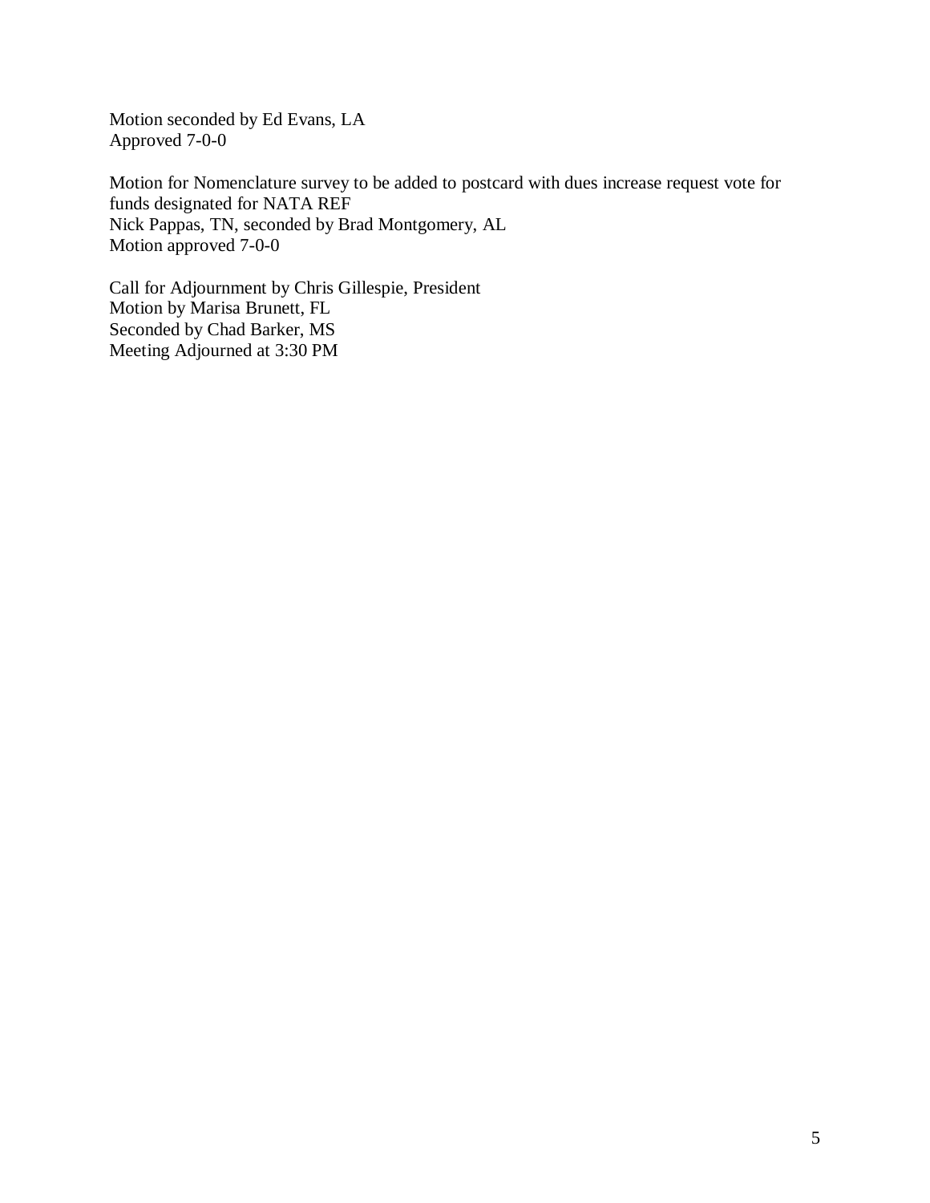Motion seconded by Ed Evans, LA
Approved 7-0-0

Motion for Nomenclature survey to be added to postcard with dues increase request vote for funds designated for NATA REF
Nick Pappas, TN, seconded by Brad Montgomery, AL
Motion approved 7-0-0

Call for Adjournment by Chris Gillespie, President
Motion by Marisa Brunett, FL
Seconded by Chad Barker, MS
Meeting Adjourned at 3:30 PM